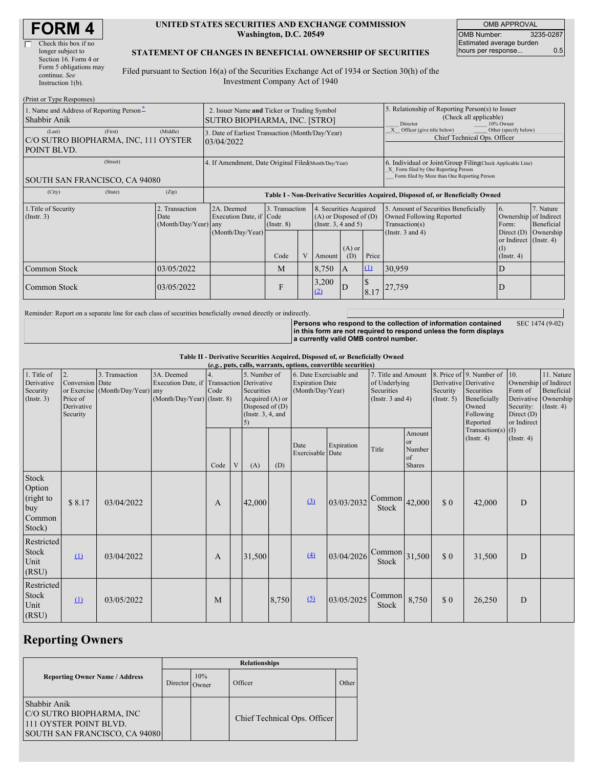# FORM 4

☐ Check this box if no longer subject to Section 16. Form 4 or Form 5 obligations may continue. *See* Instruction 1(b).

**UNITED STATES SECURITIES AND EXCHANGE COMMISSION**
**Washington, D.C. 20549**

**STATEMENT OF CHANGES IN BENEFICIAL OWNERSHIP OF SECURITIES**

Filed pursuant to Section 16(a) of the Securities Exchange Act of 1934 or Section 30(h) of the Investment Company Act of 1940

| OMB APPROVAL | |
|---|---|
| OMB Number: | 3235-0287 |
| Estimated average burden hours per response... | 0.5 |

(Print or Type Responses)

1. Name and Address of Reporting Person[*]
Shabbir Anik

(Last) (First) (Middle)
C/O SUTRO BIOPHARMA, INC, 111 OYSTER POINT BLVD.

(Street)
SOUTH SAN FRANCISCO, CA 94080

(City) (State) (Zip)

2. Issuer Name **and** Ticker or Trading Symbol
SUTRO BIOPHARMA, INC. [STRO]

3. Date of Earliest Transaction (Month/Day/Year)
03/04/2022

4. If Amendment, Date Original Filed (Month/Day/Year)

5. Relationship of Reporting Person(s) to Issuer (Check all applicable)
___ Director ___ 10% Owner
_X_ Officer (give title below) ___ Other (specify below)
Chief Technical Ops. Officer

6. Individual or Joint/Group Filing (Check Applicable Line)
_X_ Form filed by One Reporting Person
___ Form filed by More than One Reporting Person

**Table I - Non-Derivative Securities Acquired, Disposed of, or Beneficially Owned**

| 1.Title of Security (Instr. 3) | 2. Transaction Date (Month/Day/Year) | 2A. Deemed Execution Date, if any (Month/Day/Year) | 3. Transaction Code (Instr. 8) | | 4. Securities Acquired (A) or Disposed of (D) (Instr. 3, 4 and 5) | | | 5. Amount of Securities Beneficially Owned Following Reported Transaction(s) (Instr. 3 and 4) | 6. Ownership Form: Direct (D) or Indirect (I) (Instr. 4) | 7. Nature of Indirect Beneficial Ownership (Instr. 4) |
|---|---|---|---|---|---|---|---|---|---|---|
| | | | Code | V | Amount | (A) or (D) | Price | | | |
| Common Stock | 03/05/2022 | | M | | 8,750 | A | (1) | 30,959 | D | |
| Common Stock | 03/05/2022 | | F | | 3,200 (2) | D | $ 8.17 | 27,759 | D | |

Reminder: Report on a separate line for each class of securities beneficially owned directly or indirectly.

**Persons who respond to the collection of information contained in this form are not required to respond unless the form displays a currently valid OMB control number.** SEC 1474 (9-02)

**Table II - Derivative Securities Acquired, Disposed of, or Beneficially Owned**
**(*e.g.*, puts, calls, warrants, options, convertible securities)**

| 1. Title of Derivative Security (Instr. 3) | 2. Conversion or Exercise Price of Derivative Security | 3. Transaction Date (Month/Day/Year) | 3A. Deemed Execution Date, if any (Month/Day/Year) | 4. Transaction Code (Instr. 8) | | 5. Number of Derivative Securities Acquired (A) or Disposed of (D) (Instr. 3, 4, and 5) | | 6. Date Exercisable and Expiration Date (Month/Day/Year) | | 7. Title and Amount of Underlying Securities (Instr. 3 and 4) | | 8. Price of Derivative Security (Instr. 5) | 9. Number of Derivative Securities Beneficially Owned Following Reported Transaction(s) (Instr. 4) | 10. Ownership Form of Derivative Security: Direct (D) or Indirect (I) (Instr. 4) | 11. Nature of Indirect Beneficial Ownership (Instr. 4) |
|---|---|---|---|---|---|---|---|---|---|---|---|---|---|---|---|
| | | | | Code | V | (A) | (D) | Date Exercisable | Expiration Date | Title | Amount or Number of Shares | | | | |
| Stock Option (right to buy Common Stock) | $ 8.17 | 03/04/2022 | | A | | 42,000 | | (3) | 03/03/2032 | Common Stock | 42,000 | $ 0 | 42,000 | D | |
| Restricted Stock Unit (RSU) | (1) | 03/04/2022 | | A | | 31,500 | | (4) | 03/04/2026 | Common Stock | 31,500 | $ 0 | 31,500 | D | |
| Restricted Stock Unit (RSU) | (1) | 03/05/2022 | | M | | | 8,750 | (5) | 03/05/2025 | Common Stock | 8,750 | $ 0 | 26,250 | D | |

## Reporting Owners

| Reporting Owner Name / Address | Relationships | | | |
|---|---|---|---|---|
| | Director | 10% Owner | Officer | Other |
| Shabbir Anik<br>C/O SUTRO BIOPHARMA, INC<br>111 OYSTER POINT BLVD.<br>SOUTH SAN FRANCISCO, CA 94080 | | | Chief Technical Ops. Officer | |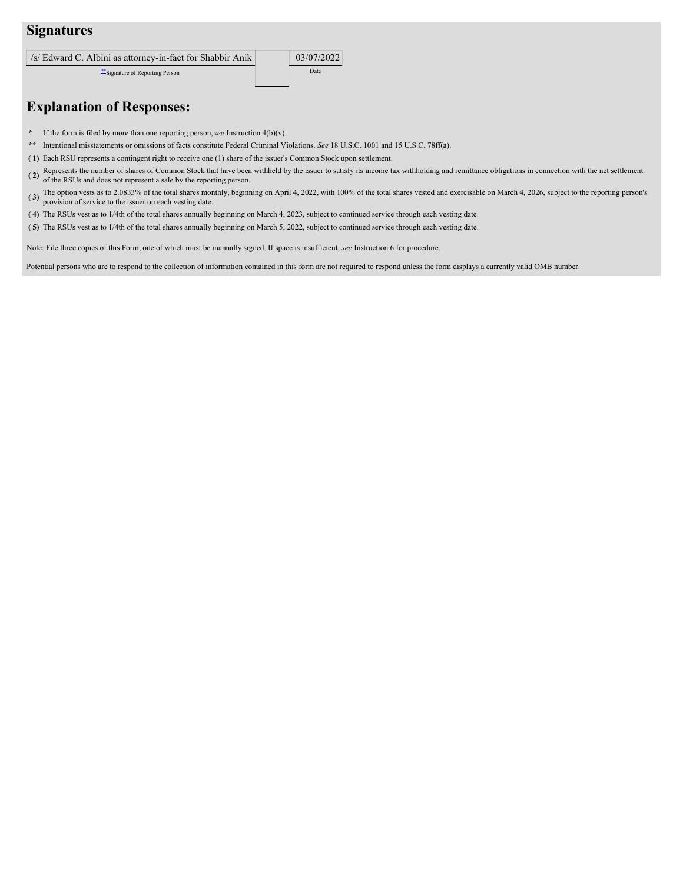## Signatures

| | | |
|---|---|---|
| /s/ Edward C. Albini as attorney-in-fact for Shabbir Anik | | 03/07/2022 |
| ** Signature of Reporting Person | | Date |

## Explanation of Responses:

\* If the form is filed by more than one reporting person, *see* Instruction 4(b)(v).

** Intentional misstatements or omissions of facts constitute Federal Criminal Violations. *See* 18 U.S.C. 1001 and 15 U.S.C. 78ff(a).

( 1) Each RSU represents a contingent right to receive one (1) share of the issuer's Common Stock upon settlement.

( 2) Represents the number of shares of Common Stock that have been withheld by the issuer to satisfy its income tax withholding and remittance obligations in connection with the net settlement of the RSUs and does not represent a sale by the reporting person.

( 3) The option vests as to 2.0833% of the total shares monthly, beginning on April 4, 2022, with 100% of the total shares vested and exercisable on March 4, 2026, subject to the reporting person's provision of service to the issuer on each vesting date.

( 4) The RSUs vest as to 1/4th of the total shares annually beginning on March 4, 2023, subject to continued service through each vesting date.

( 5) The RSUs vest as to 1/4th of the total shares annually beginning on March 5, 2022, subject to continued service through each vesting date.

Note: File three copies of this Form, one of which must be manually signed. If space is insufficient, *see* Instruction 6 for procedure.

Potential persons who are to respond to the collection of information contained in this form are not required to respond unless the form displays a currently valid OMB number.